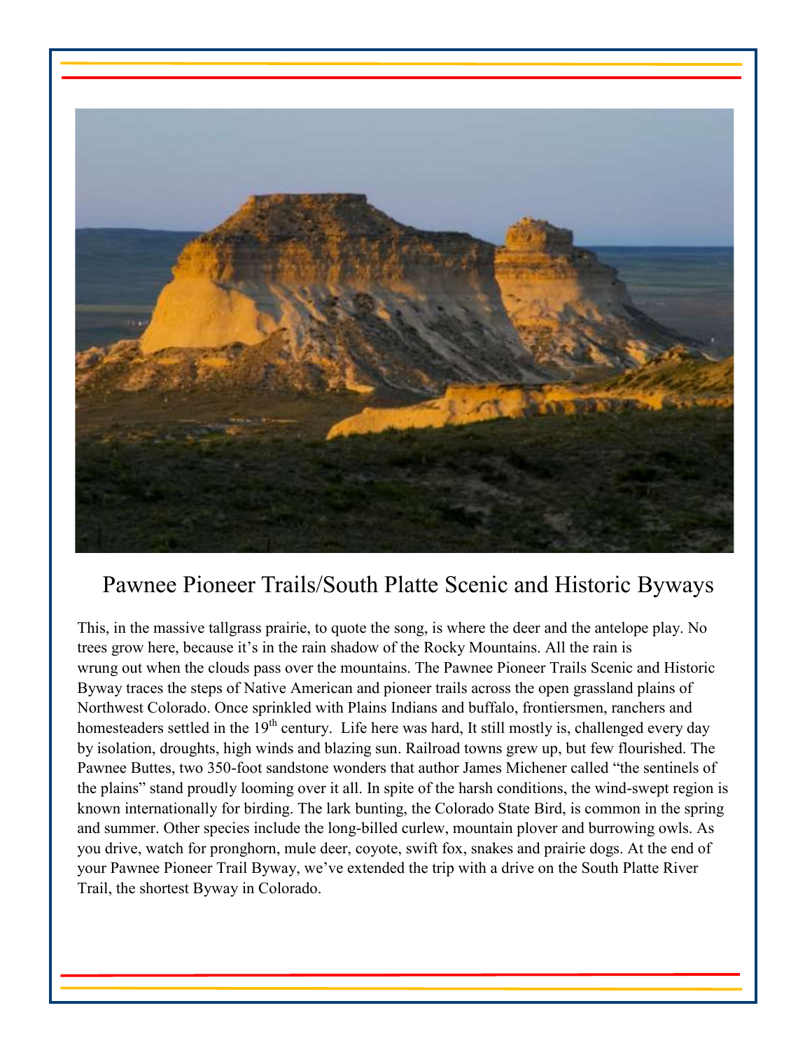# Pawnee Pioneer Trails/South Platte Scenic and Historic Byways

This, in the massive tallgrass prairie, to quote the song, is where the deer and the antelope play. No trees grow here, because it's in the rain shadow of the Rocky Mountains. All the rain is wrung out when the clouds pass over the mountains. The Pawnee Pioneer Trails Scenic and Historic Byway traces the steps of Native American and pioneer trails across the open grassland plains of Northwest Colorado. Once sprinkled with Plains Indians and buffalo, frontiersmen, ranchers and homesteaders settled in the 19th century. Life here was hard, It still mostly is, challenged every day by isolation, droughts, high winds and blazing sun. Railroad towns grew up, but few flourished. The Pawnee Buttes, two 350-foot sandstone wonders that author James Michener called "the sentinels of the plains" stand proudly looming over it all. In spite of the harsh conditions, the wind-swept region is known internationally for birding. The lark bunting, the Colorado State Bird, is common in the spring and summer. Other species include the long-billed curlew, mountain plover and burrowing owls. As you drive, watch for pronghorn, mule deer, coyote, swift fox, snakes and prairie dogs. At the end of your Pawnee Pioneer Trail Byway, we've extended the trip with a drive on the South Platte River Trail, the shortest Byway in Colorado.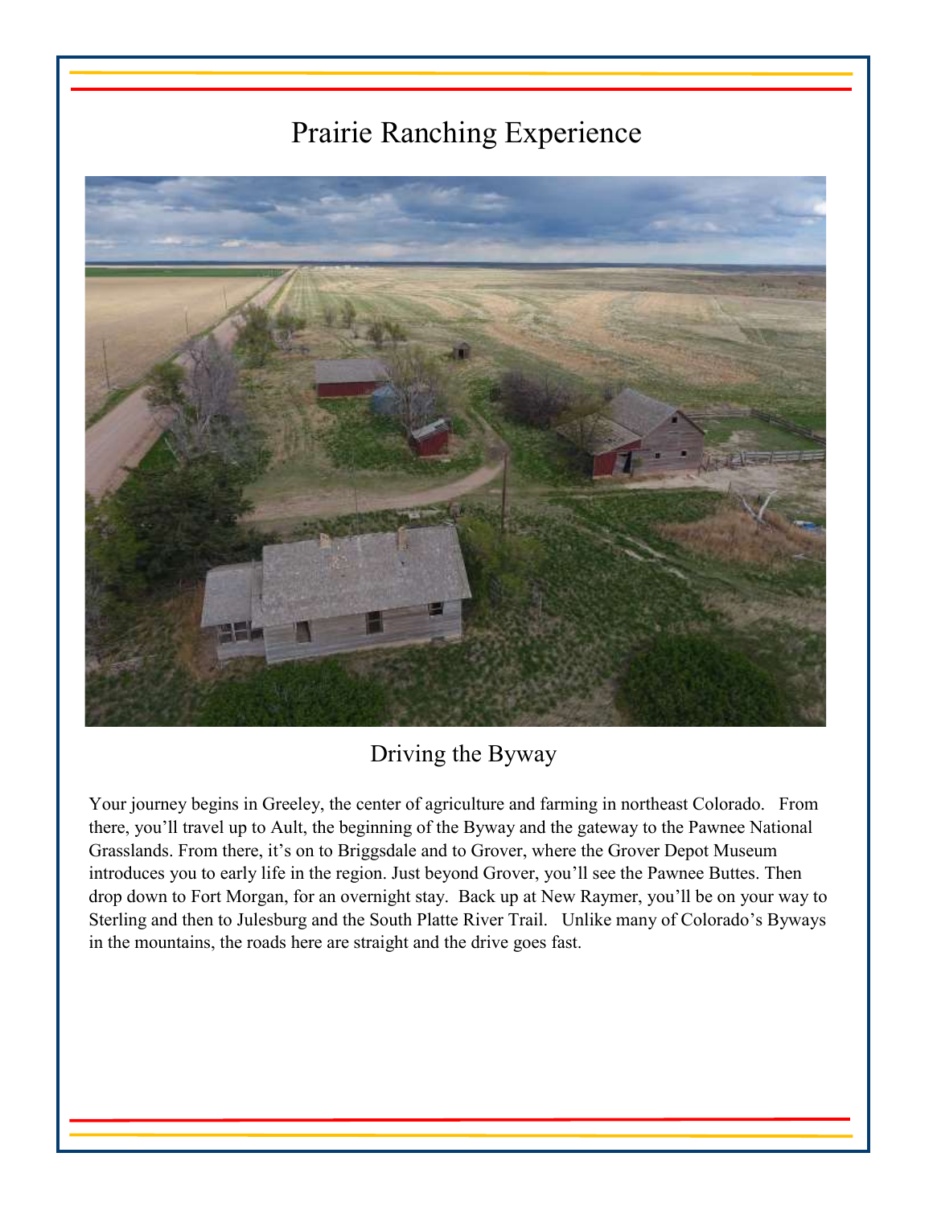# Prairie Ranching Experience

## Driving the Byway

Your journey begins in Greeley, the center of agriculture and farming in northeast Colorado. From there, you'll travel up to Ault, the beginning of the Byway and the gateway to the Pawnee National Grasslands. From there, it's on to Briggsdale and to Grover, where the Grover Depot Museum introduces you to early life in the region. Just beyond Grover, you'll see the Pawnee Buttes. Then drop down to Fort Morgan, for an overnight stay. Back up at New Raymer, you'll be on your way to Sterling and then to Julesburg and the South Platte River Trail. Unlike many of Colorado's Byways in the mountains, the roads here are straight and the drive goes fast.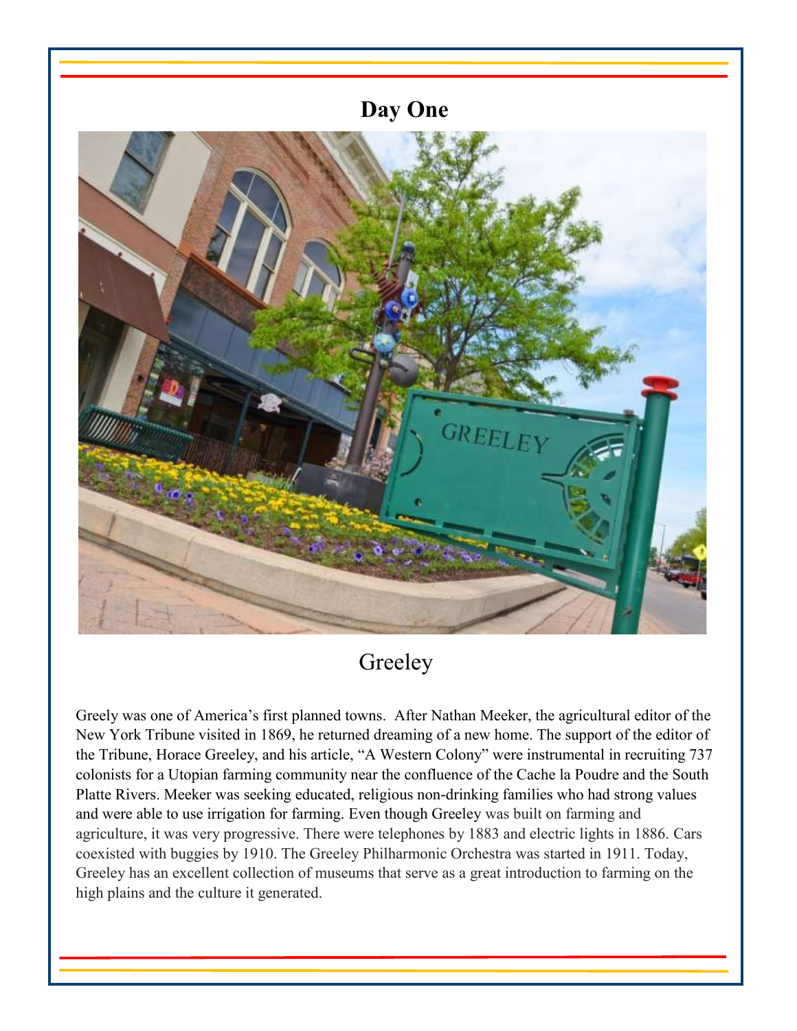# Day One

## Greeley

Greely was one of America's first planned towns. After Nathan Meeker, the agricultural editor of the New York Tribune visited in 1869, he returned dreaming of a new home. The support of the editor of the Tribune, Horace Greeley, and his article, "A Western Colony" were instrumental in recruiting 737 colonists for a Utopian farming community near the confluence of the Cache la Poudre and the South Platte Rivers. Meeker was seeking educated, religious non-drinking families who had strong values and were able to use irrigation for farming. Even though Greeley was built on farming and agriculture, it was very progressive. There were telephones by 1883 and electric lights in 1886. Cars coexisted with buggies by 1910. The Greeley Philharmonic Orchestra was started in 1911. Today, Greeley has an excellent collection of museums that serve as a great introduction to farming on the high plains and the culture it generated.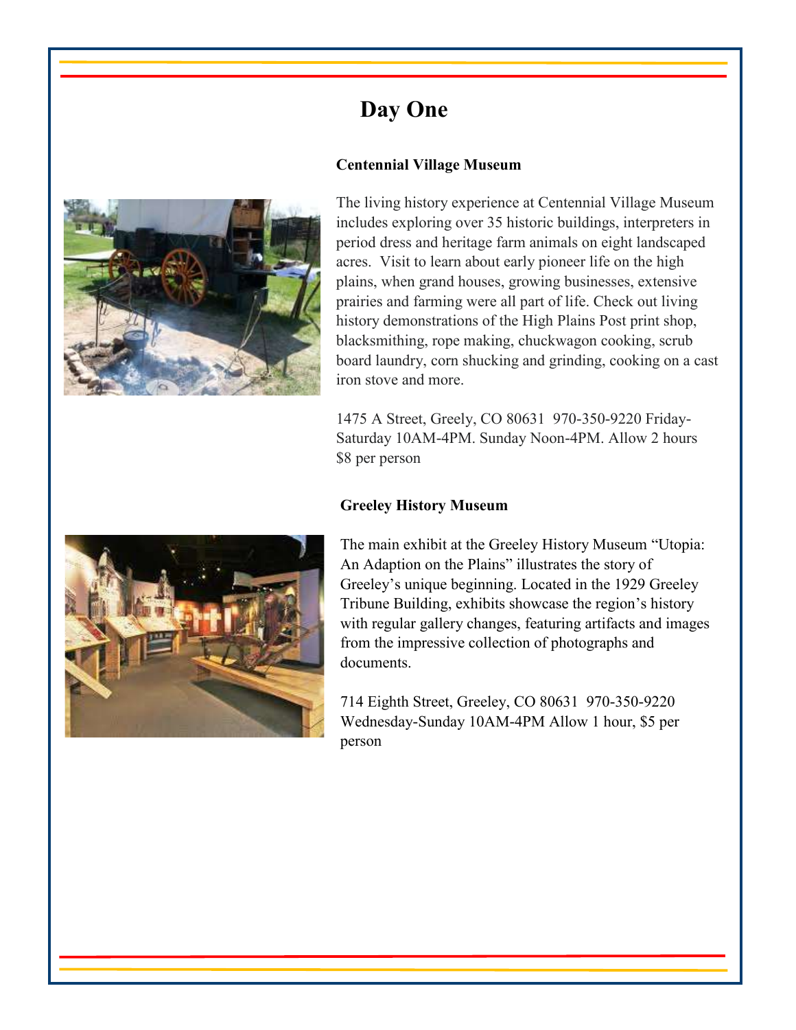# Day One

### Centennial Village Museum

The living history experience at Centennial Village Museum includes exploring over 35 historic buildings, interpreters in period dress and heritage farm animals on eight landscaped acres. Visit to learn about early pioneer life on the high plains, when grand houses, growing businesses, extensive prairies and farming were all part of life. Check out living history demonstrations of the High Plains Post print shop, blacksmithing, rope making, chuckwagon cooking, scrub board laundry, corn shucking and grinding, cooking on a cast iron stove and more.

1475 A Street, Greely, CO 80631 970-350-9220 Friday-Saturday 10AM-4PM. Sunday Noon-4PM. Allow 2 hours $8 per person

### Greeley History Museum

The main exhibit at the Greeley History Museum "Utopia: An Adaption on the Plains" illustrates the story of Greeley's unique beginning. Located in the 1929 Greeley Tribune Building, exhibits showcase the region's history with regular gallery changes, featuring artifacts and images from the impressive collection of photographs and documents.

714 Eighth Street, Greeley, CO 80631 970-350-9220 Wednesday-Sunday 10AM-4PM Allow 1 hour, $5 per person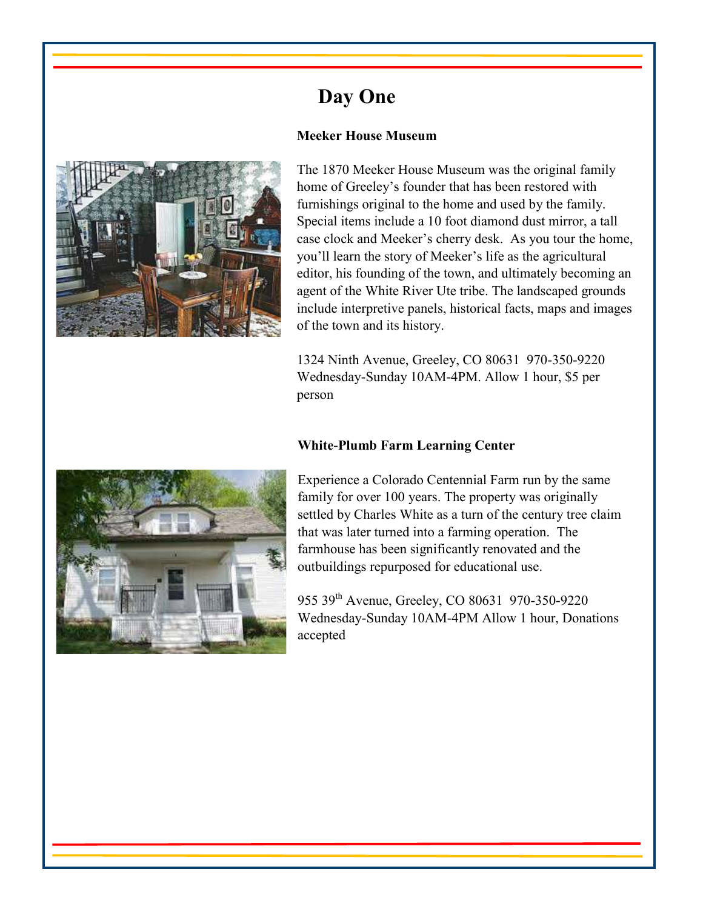# Day One

**Meeker House Museum**

The 1870 Meeker House Museum was the original family home of Greeley's founder that has been restored with furnishings original to the home and used by the family. Special items include a 10 foot diamond dust mirror, a tall case clock and Meeker's cherry desk. As you tour the home, you'll learn the story of Meeker's life as the agricultural editor, his founding of the town, and ultimately becoming an agent of the White River Ute tribe. The landscaped grounds include interpretive panels, historical facts, maps and images of the town and its history.

1324 Ninth Avenue, Greeley, CO 80631 970-350-9220
Wednesday-Sunday 10AM-4PM. Allow 1 hour, $5 per person

**White-Plumb Farm Learning Center**

Experience a Colorado Centennial Farm run by the same family for over 100 years. The property was originally settled by Charles White as a turn of the century tree claim that was later turned into a farming operation. The farmhouse has been significantly renovated and the outbuildings repurposed for educational use.

955 39th Avenue, Greeley, CO 80631 970-350-9220
Wednesday-Sunday 10AM-4PM Allow 1 hour, Donations accepted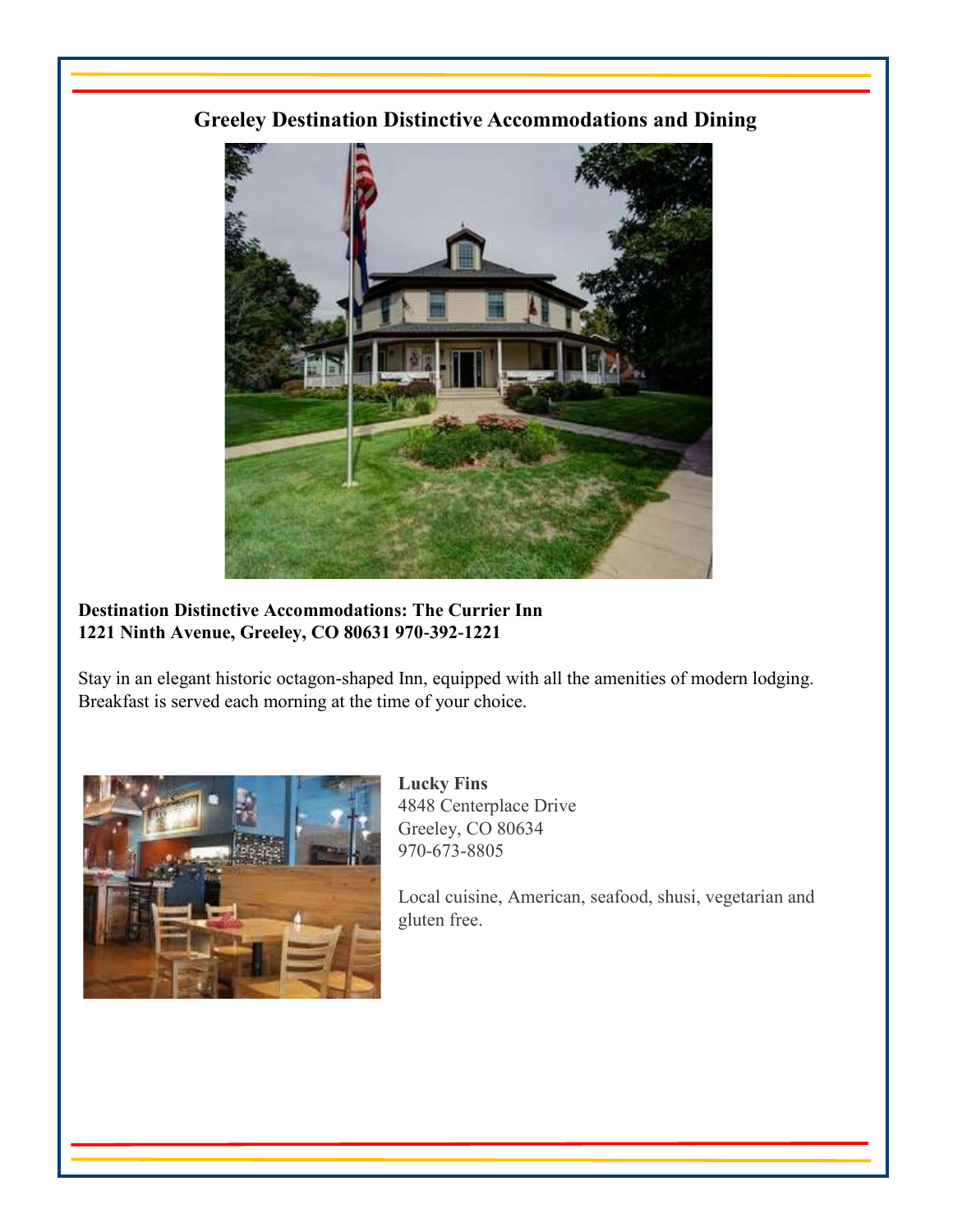## Greeley Destination Distinctive Accommodations and Dining

**Destination Distinctive Accommodations: The Currier Inn**
**1221 Ninth Avenue, Greeley, CO 80631 970-392-1221**

Stay in an elegant historic octagon-shaped Inn, equipped with all the amenities of modern lodging. Breakfast is served each morning at the time of your choice.

**Lucky Fins**
4848 Centerplace Drive
Greeley, CO 80634
970-673-8805

Local cuisine, American, seafood, shusi, vegetarian and gluten free.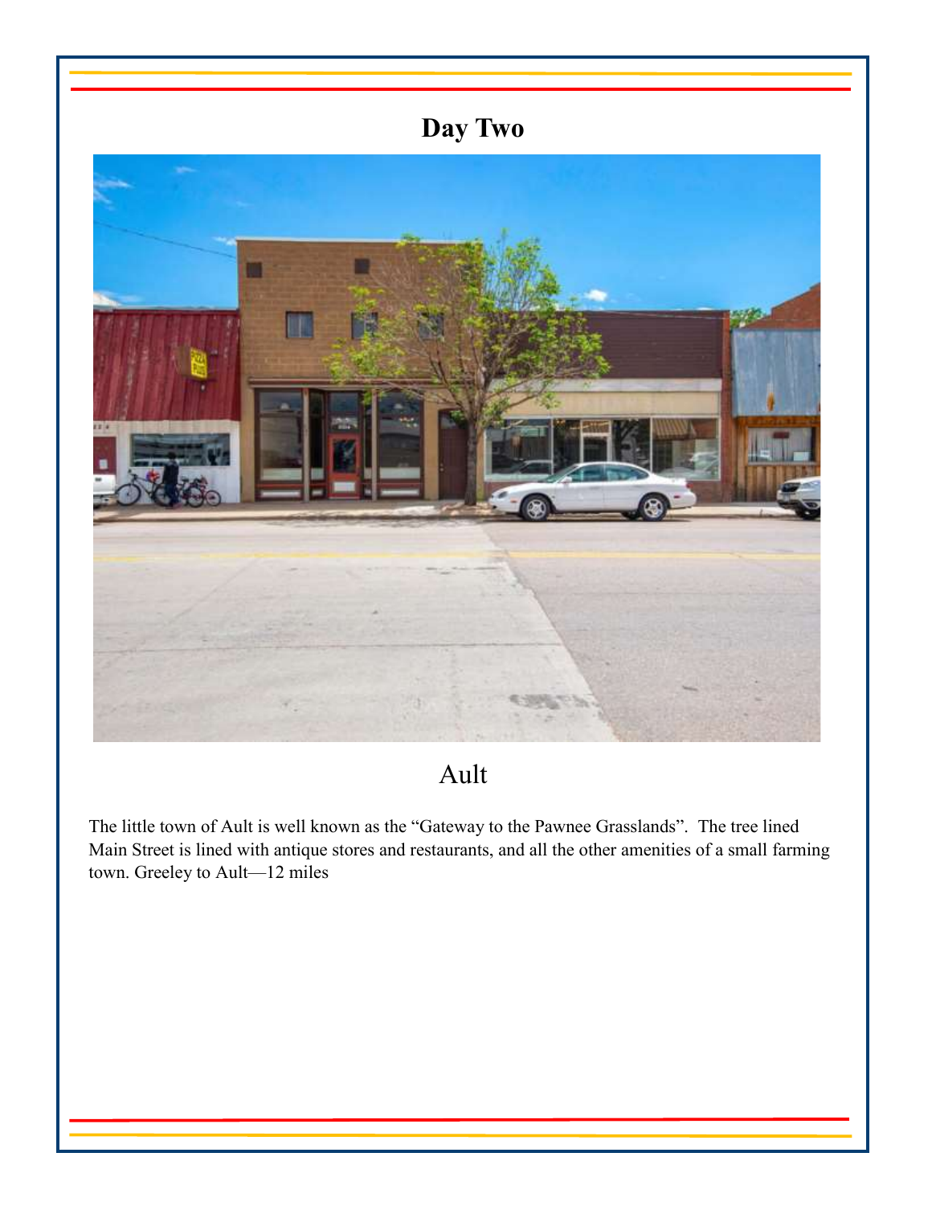# Day Two

## Ault

The little town of Ault is well known as the "Gateway to the Pawnee Grasslands". The tree lined Main Street is lined with antique stores and restaurants, and all the other amenities of a small farming town. Greeley to Ault—12 miles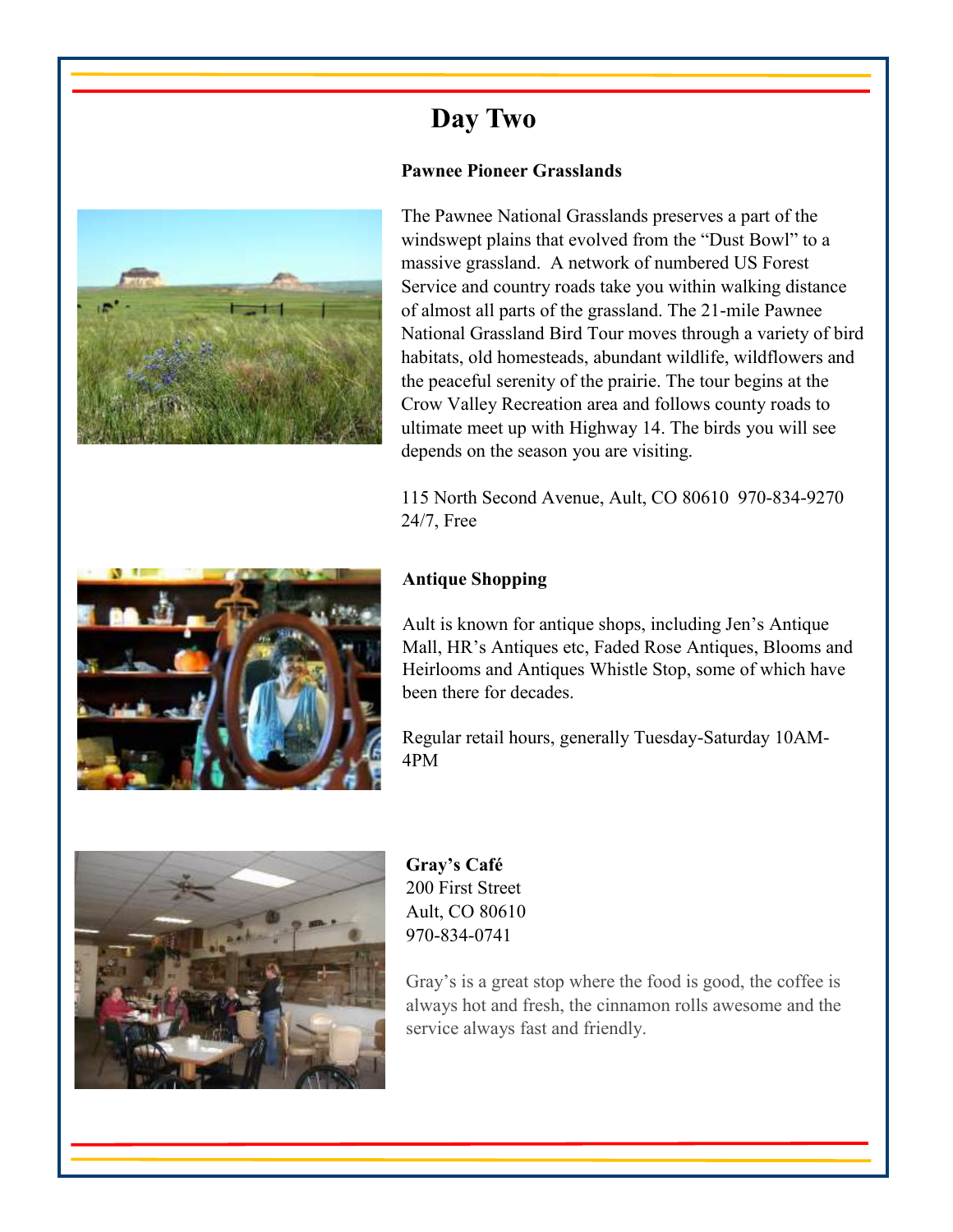# Day Two

### Pawnee Pioneer Grasslands

The Pawnee National Grasslands preserves a part of the windswept plains that evolved from the "Dust Bowl" to a massive grassland. A network of numbered US Forest Service and country roads take you within walking distance of almost all parts of the grassland. The 21-mile Pawnee National Grassland Bird Tour moves through a variety of bird habitats, old homesteads, abundant wildlife, wildflowers and the peaceful serenity of the prairie. The tour begins at the Crow Valley Recreation area and follows county roads to ultimate meet up with Highway 14. The birds you will see depends on the season you are visiting.

115 North Second Avenue, Ault, CO 80610 970-834-9270
24/7, Free

### Antique Shopping

Ault is known for antique shops, including Jen's Antique Mall, HR's Antiques etc, Faded Rose Antiques, Blooms and Heirlooms and Antiques Whistle Stop, some of which have been there for decades.

Regular retail hours, generally Tuesday-Saturday 10AM-4PM

### Gray's Café

200 First Street
Ault, CO 80610
970-834-0741

Gray's is a great stop where the food is good, the coffee is always hot and fresh, the cinnamon rolls awesome and the service always fast and friendly.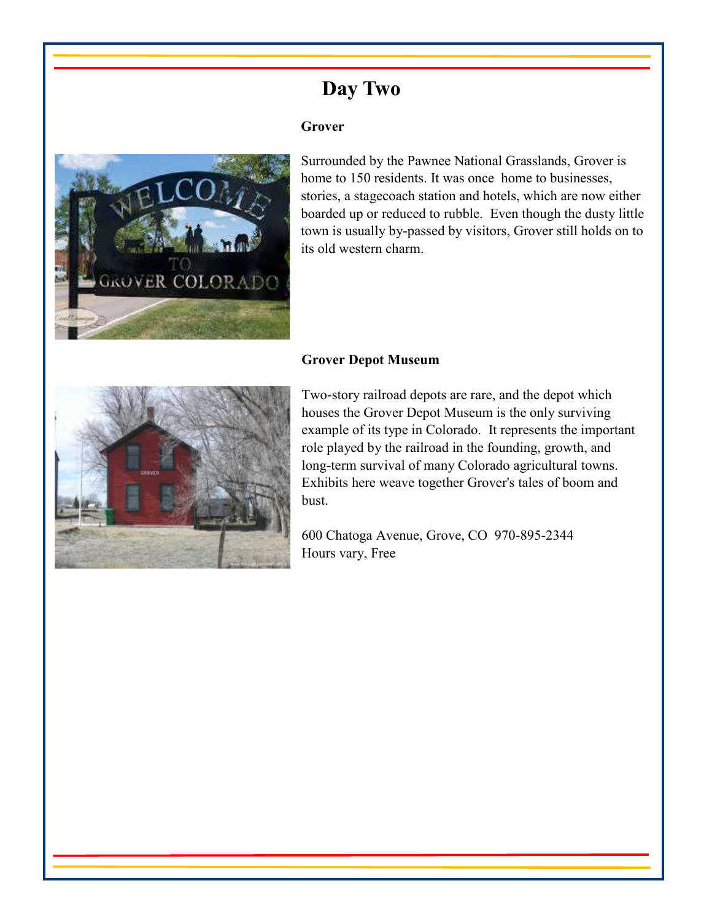# Day Two

**Grover**

Surrounded by the Pawnee National Grasslands, Grover is home to 150 residents. It was once home to businesses, stories, a stagecoach station and hotels, which are now either boarded up or reduced to rubble. Even though the dusty little town is usually by-passed by visitors, Grover still holds on to its old western charm.

**Grover Depot Museum**

Two-story railroad depots are rare, and the depot which houses the Grover Depot Museum is the only surviving example of its type in Colorado. It represents the important role played by the railroad in the founding, growth, and long-term survival of many Colorado agricultural towns. Exhibits here weave together Grover's tales of boom and bust.

600 Chatoga Avenue, Grove, CO 970-895-2344
Hours vary, Free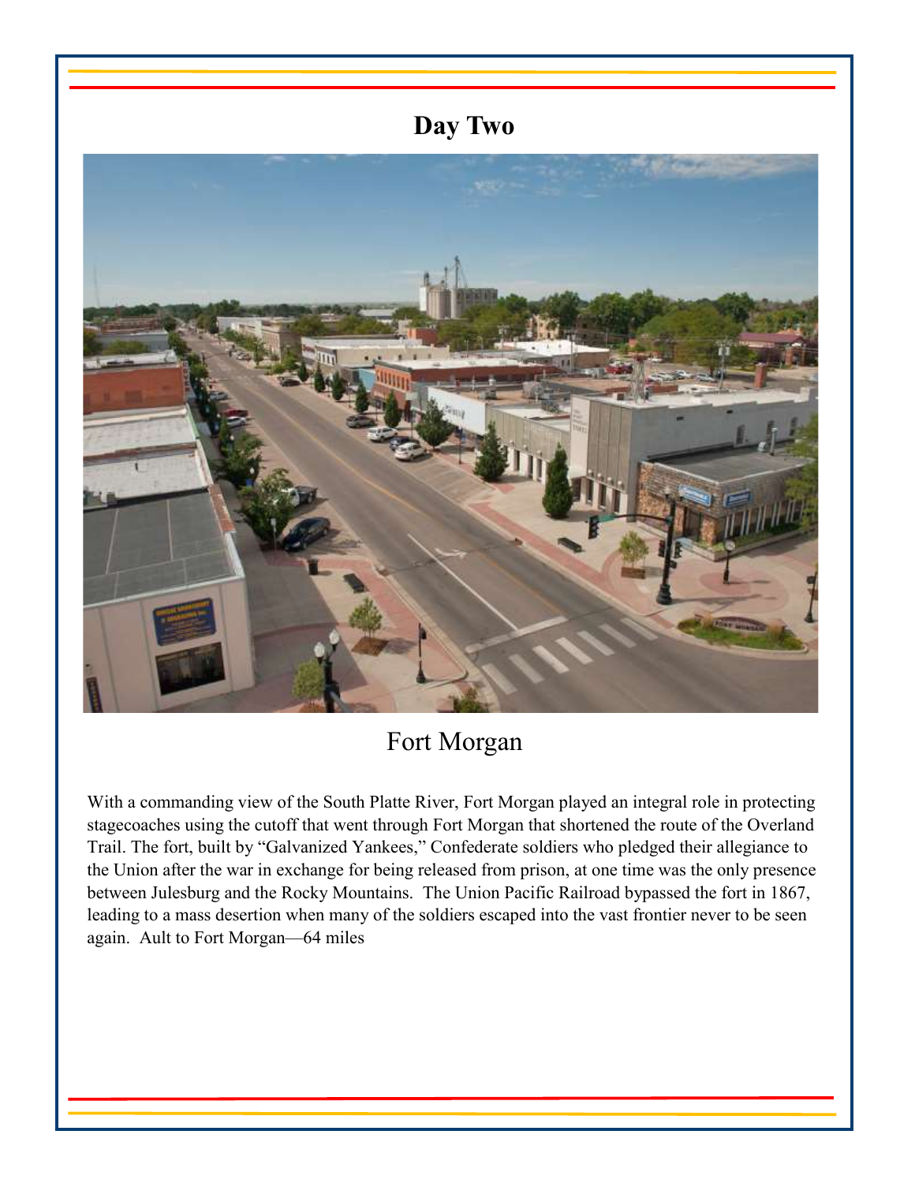# Day Two

## Fort Morgan

With a commanding view of the South Platte River, Fort Morgan played an integral role in protecting stagecoaches using the cutoff that went through Fort Morgan that shortened the route of the Overland Trail. The fort, built by "Galvanized Yankees," Confederate soldiers who pledged their allegiance to the Union after the war in exchange for being released from prison, at one time was the only presence between Julesburg and the Rocky Mountains. The Union Pacific Railroad bypassed the fort in 1867, leading to a mass desertion when many of the soldiers escaped into the vast frontier never to be seen again. Ault to Fort Morgan—64 miles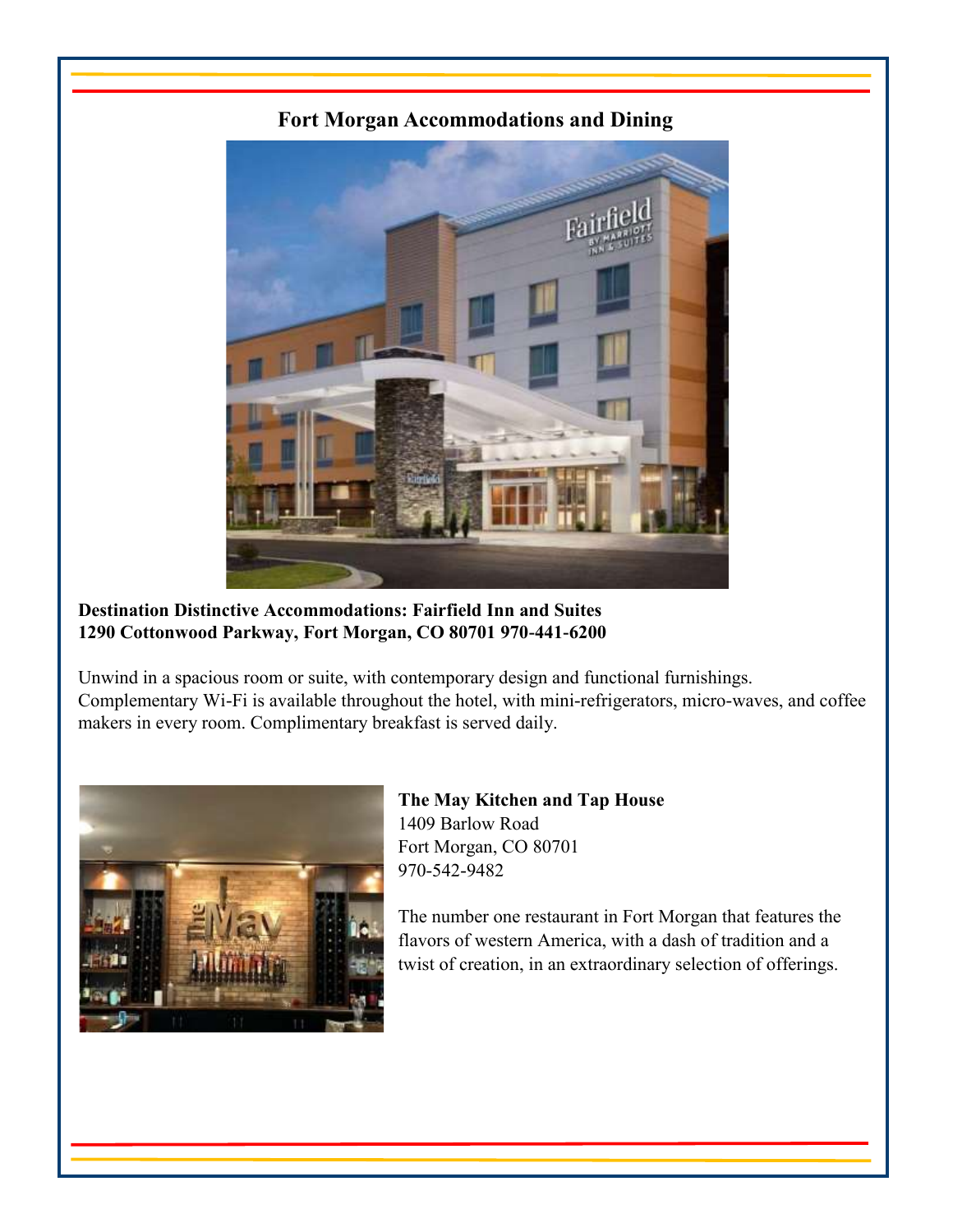# Fort Morgan Accommodations and Dining

**Destination Distinctive Accommodations: Fairfield Inn and Suites**
**1290 Cottonwood Parkway, Fort Morgan, CO 80701 970-441-6200**

Unwind in a spacious room or suite, with contemporary design and functional furnishings. Complementary Wi-Fi is available throughout the hotel, with mini-refrigerators, micro-waves, and coffee makers in every room. Complimentary breakfast is served daily.

**The May Kitchen and Tap House**
1409 Barlow Road
Fort Morgan, CO 80701
970-542-9482

The number one restaurant in Fort Morgan that features the flavors of western America, with a dash of tradition and a twist of creation, in an extraordinary selection of offerings.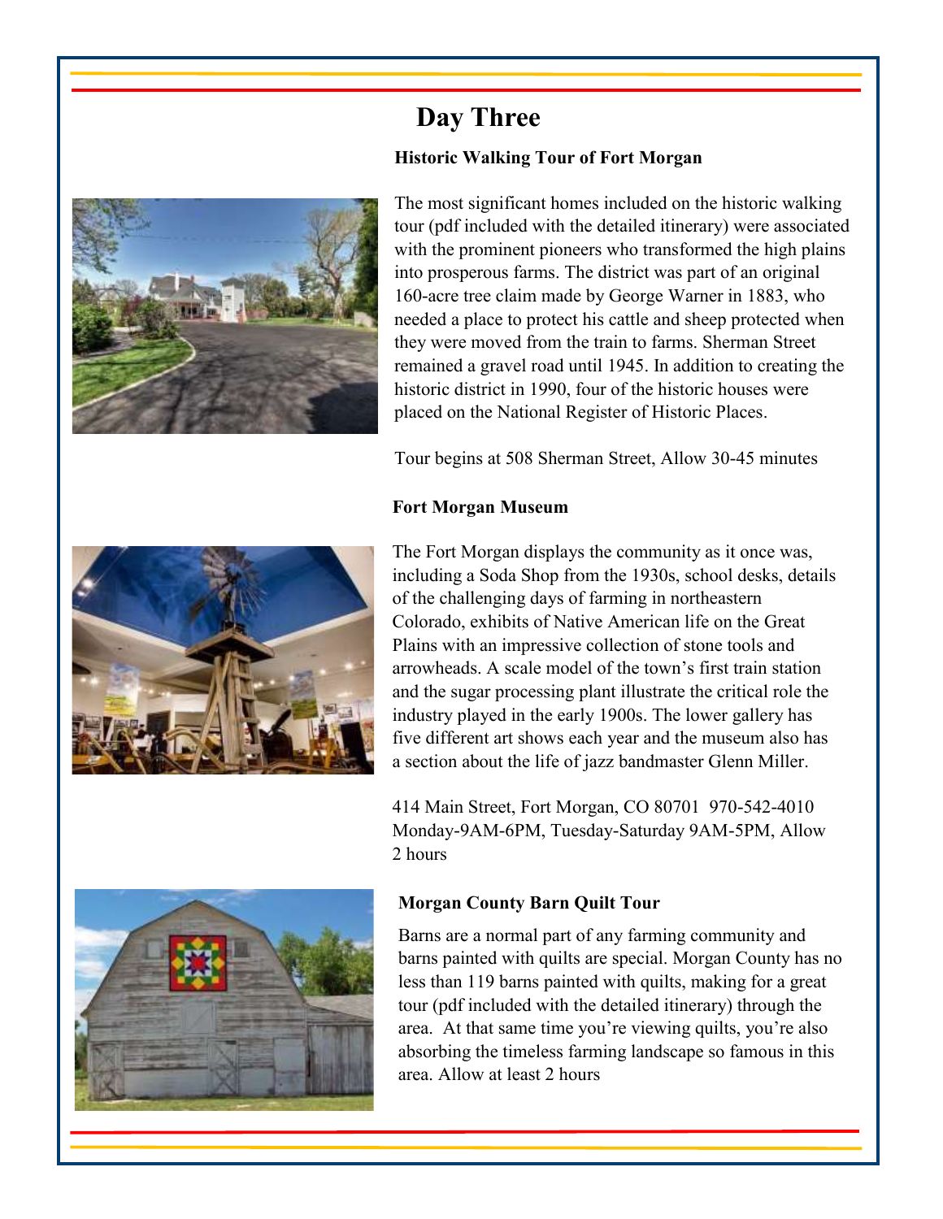# Day Three

### Historic Walking Tour of Fort Morgan

The most significant homes included on the historic walking tour (pdf included with the detailed itinerary) were associated with the prominent pioneers who transformed the high plains into prosperous farms. The district was part of an original 160-acre tree claim made by George Warner in 1883, who needed a place to protect his cattle and sheep protected when they were moved from the train to farms. Sherman Street remained a gravel road until 1945. In addition to creating the historic district in 1990, four of the historic houses were placed on the National Register of Historic Places.

Tour begins at 508 Sherman Street, Allow 30-45 minutes

### Fort Morgan Museum

The Fort Morgan displays the community as it once was, including a Soda Shop from the 1930s, school desks, details of the challenging days of farming in northeastern Colorado, exhibits of Native American life on the Great Plains with an impressive collection of stone tools and arrowheads. A scale model of the town's first train station and the sugar processing plant illustrate the critical role the industry played in the early 1900s. The lower gallery has five different art shows each year and the museum also has a section about the life of jazz bandmaster Glenn Miller.

414 Main Street, Fort Morgan, CO 80701 970-542-4010
Monday-9AM-6PM, Tuesday-Saturday 9AM-5PM, Allow 2 hours

### Morgan County Barn Quilt Tour

Barns are a normal part of any farming community and barns painted with quilts are special. Morgan County has no less than 119 barns painted with quilts, making for a great tour (pdf included with the detailed itinerary) through the area. At that same time you're viewing quilts, you're also absorbing the timeless farming landscape so famous in this area. Allow at least 2 hours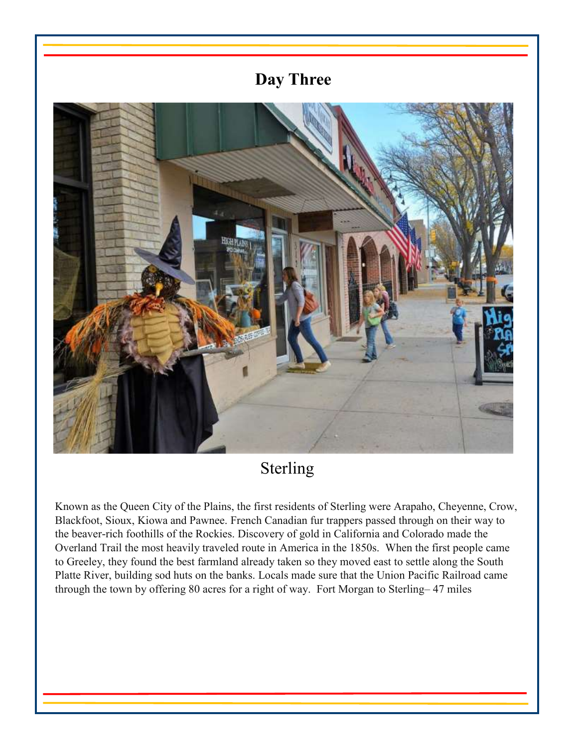# Day Three

## Sterling

Known as the Queen City of the Plains, the first residents of Sterling were Arapaho, Cheyenne, Crow, Blackfoot, Sioux, Kiowa and Pawnee. French Canadian fur trappers passed through on their way to the beaver-rich foothills of the Rockies. Discovery of gold in California and Colorado made the Overland Trail the most heavily traveled route in America in the 1850s. When the first people came to Greeley, they found the best farmland already taken so they moved east to settle along the South Platte River, building sod huts on the banks. Locals made sure that the Union Pacific Railroad came through the town by offering 80 acres for a right of way. Fort Morgan to Sterling– 47 miles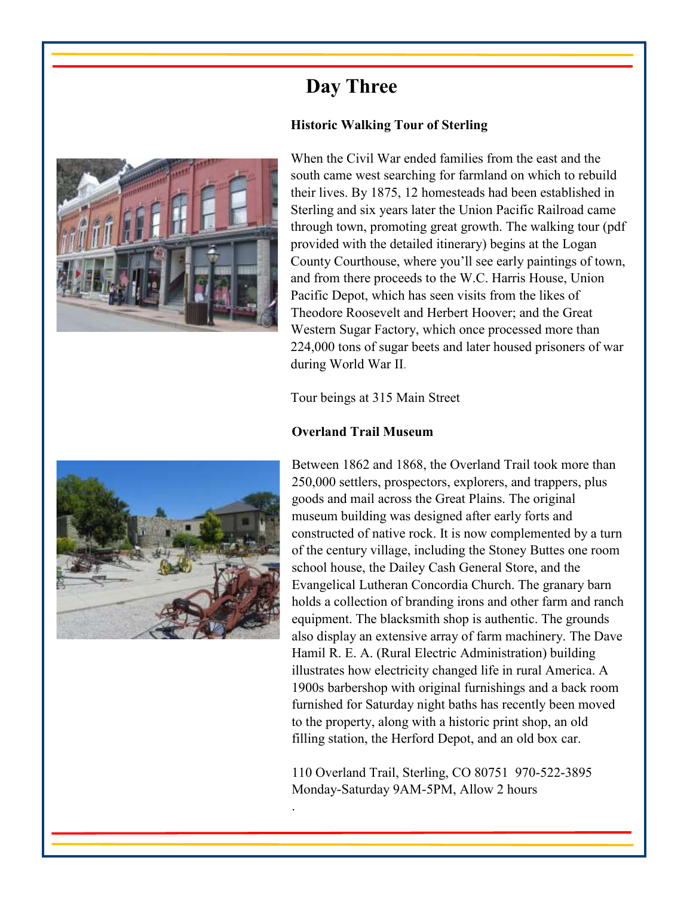# Day Three

### Historic Walking Tour of Sterling

When the Civil War ended families from the east and the south came west searching for farmland on which to rebuild their lives. By 1875, 12 homesteads had been established in Sterling and six years later the Union Pacific Railroad came through town, promoting great growth. The walking tour (pdf provided with the detailed itinerary) begins at the Logan County Courthouse, where you'll see early paintings of town, and from there proceeds to the W.C. Harris House, Union Pacific Depot, which has seen visits from the likes of Theodore Roosevelt and Herbert Hoover; and the Great Western Sugar Factory, which once processed more than 224,000 tons of sugar beets and later housed prisoners of war during World War II.

Tour beings at 315 Main Street

### Overland Trail Museum

Between 1862 and 1868, the Overland Trail took more than 250,000 settlers, prospectors, explorers, and trappers, plus goods and mail across the Great Plains. The original museum building was designed after early forts and constructed of native rock. It is now complemented by a turn of the century village, including the Stoney Buttes one room school house, the Dailey Cash General Store, and the Evangelical Lutheran Concordia Church. The granary barn holds a collection of branding irons and other farm and ranch equipment. The blacksmith shop is authentic. The grounds also display an extensive array of farm machinery. The Dave Hamil R. E. A. (Rural Electric Administration) building illustrates how electricity changed life in rural America. A 1900s barbershop with original furnishings and a back room furnished for Saturday night baths has recently been moved to the property, along with a historic print shop, an old filling station, the Herford Depot, and an old box car.

110 Overland Trail, Sterling, CO 80751 970-522-3895
Monday-Saturday 9AM-5PM, Allow 2 hours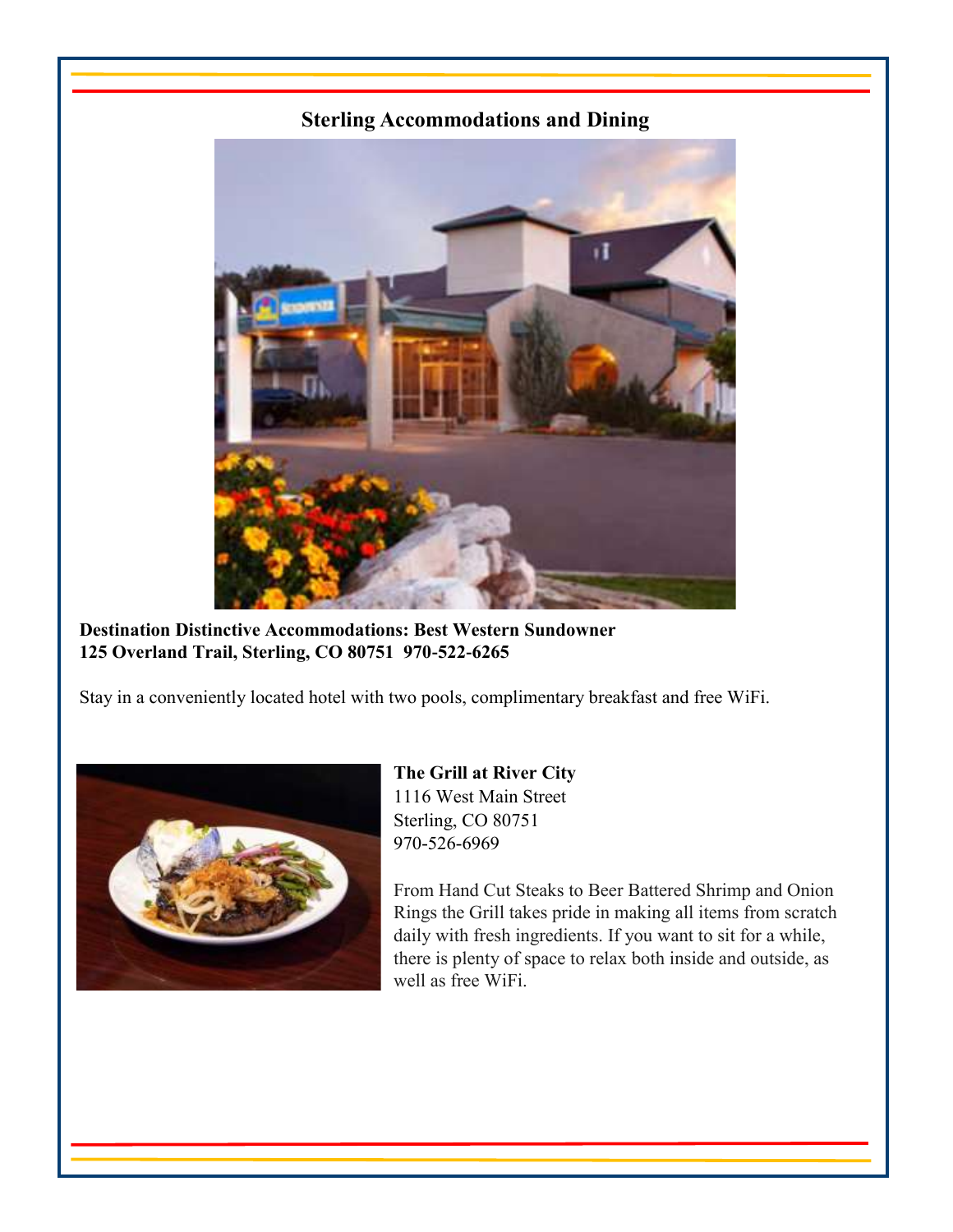## Sterling Accommodations and Dining

**Destination Distinctive Accommodations: Best Western Sundowner**
**125 Overland Trail, Sterling, CO 80751  970-522-6265**

Stay in a conveniently located hotel with two pools, complimentary breakfast and free WiFi.

**The Grill at River City**
1116 West Main Street
Sterling, CO 80751
970-526-6969

From Hand Cut Steaks to Beer Battered Shrimp and Onion Rings the Grill takes pride in making all items from scratch daily with fresh ingredients. If you want to sit for a while, there is plenty of space to relax both inside and outside, as well as free WiFi.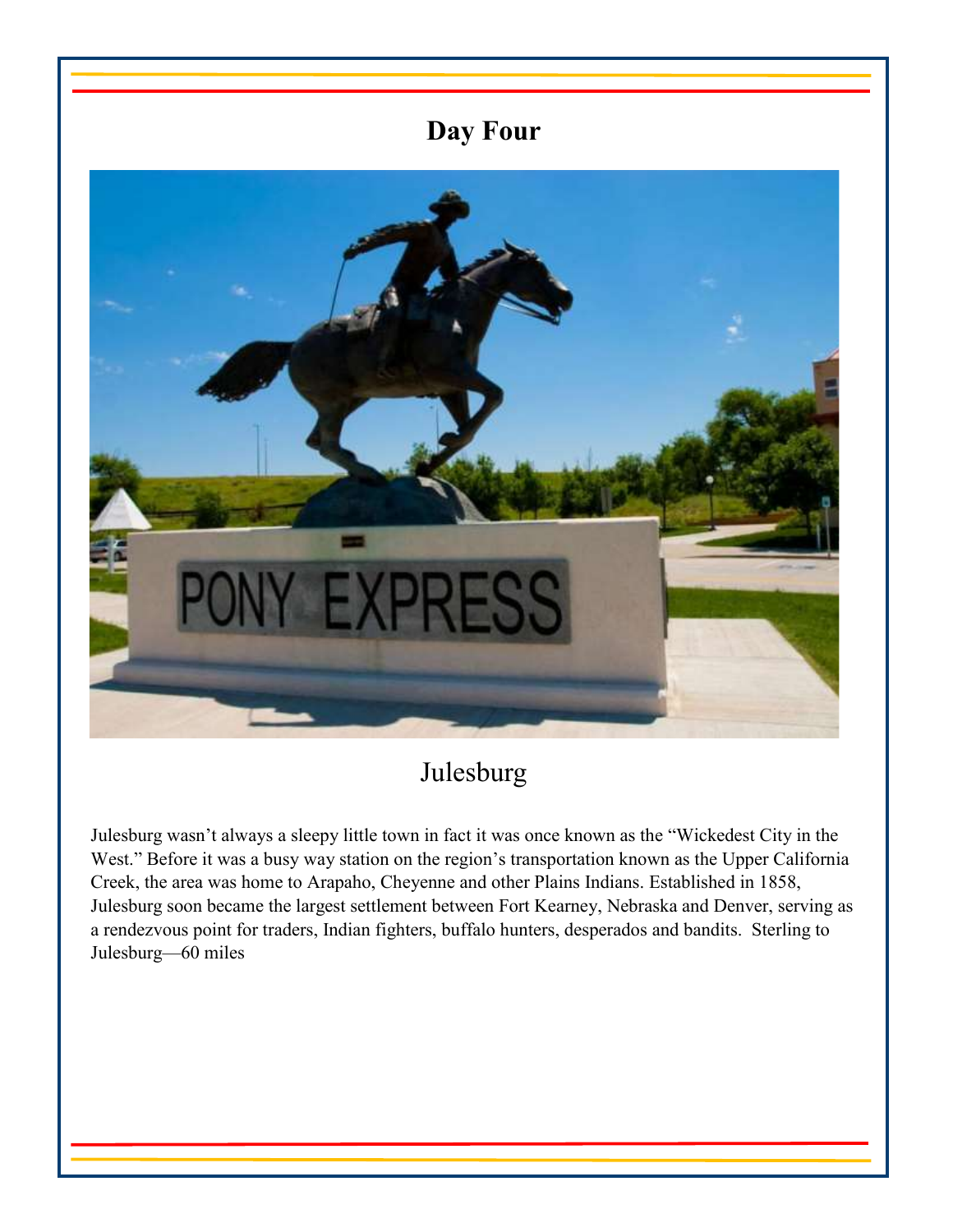# Day Four

## Julesburg

Julesburg wasn't always a sleepy little town in fact it was once known as the "Wickedest City in the West." Before it was a busy way station on the region's transportation known as the Upper California Creek, the area was home to Arapaho, Cheyenne and other Plains Indians. Established in 1858, Julesburg soon became the largest settlement between Fort Kearney, Nebraska and Denver, serving as a rendezvous point for traders, Indian fighters, buffalo hunters, desperados and bandits. Sterling to Julesburg—60 miles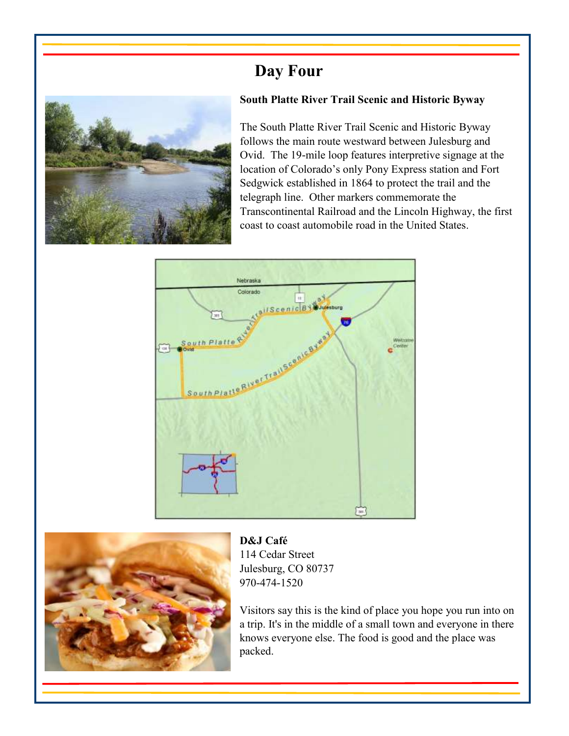# Day Four

**South Platte River Trail Scenic and Historic Byway**

The South Platte River Trail Scenic and Historic Byway follows the main route westward between Julesburg and Ovid. The 19-mile loop features interpretive signage at the location of Colorado's only Pony Express station and Fort Sedgwick established in 1864 to protect the trail and the telegraph line. Other markers commemorate the Transcontinental Railroad and the Lincoln Highway, the first coast to coast automobile road in the United States.

Nebraska
Colorado
South Platte River Trail Scenic Byway
Julesburg
Ovid
Welcome Center

**D&J Café**
114 Cedar Street
Julesburg, CO 80737
970-474-1520

Visitors say this is the kind of place you hope you run into on a trip. It's in the middle of a small town and everyone in there knows everyone else. The food is good and the place was packed.